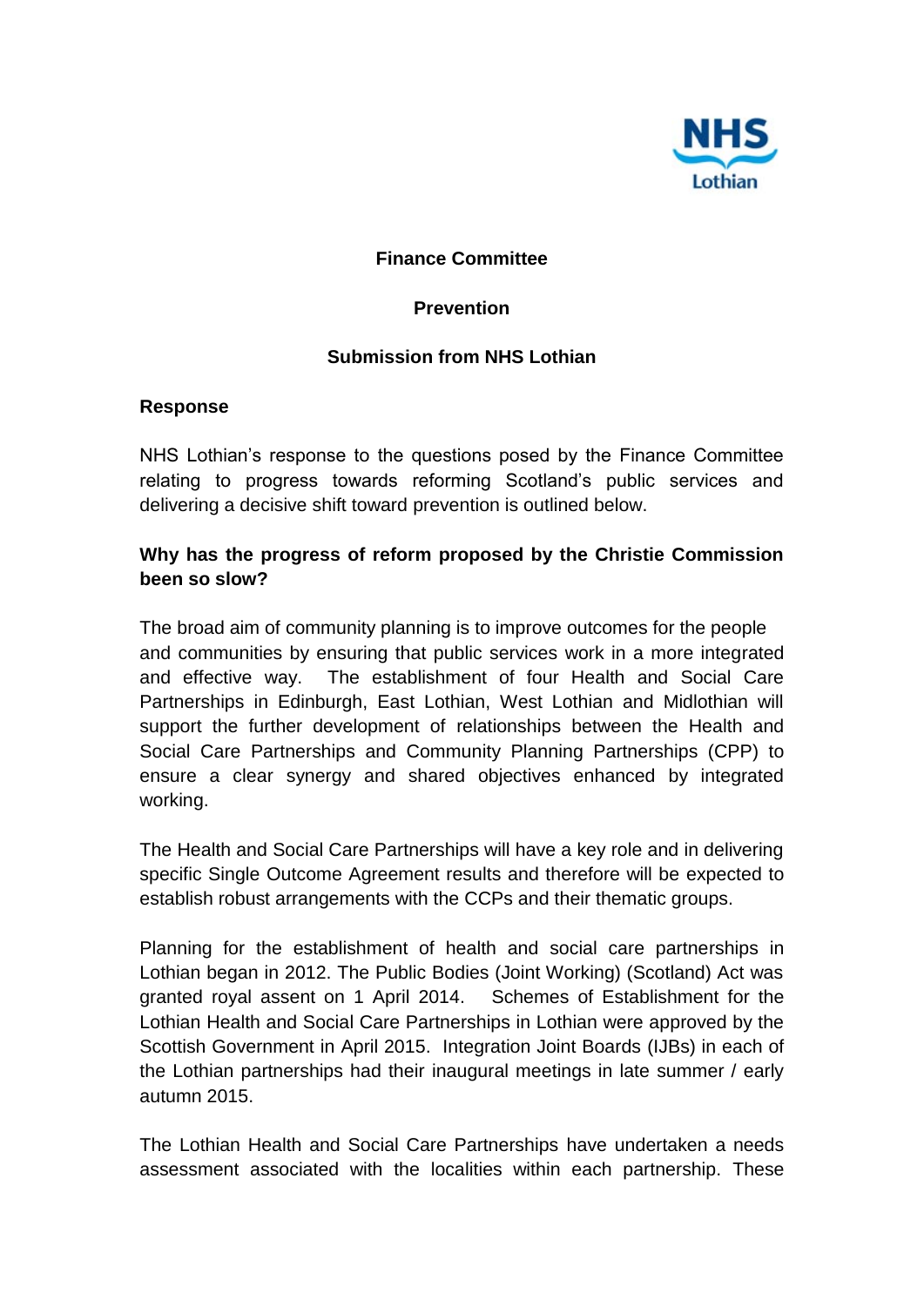**Finance Committee**

**Prevention**

**Submission from NHS Lothian**

**Response**

NHS Lothian's response to the questions posed by the Finance Committee relating to progress towards reforming Scotland's public services and delivering a decisive shift toward prevention is outlined below.

**Why has the progress of reform proposed by the Christie Commission been so slow?**

The broad aim of community planning is to improve outcomes for the people and communities by ensuring that public services work in a more integrated and effective way. The establishment of four Health and Social Care Partnerships in Edinburgh, East Lothian, West Lothian and Midlothian will support the further development of relationships between the Health and Social Care Partnerships and Community Planning Partnerships (CPP) to ensure a clear synergy and shared objectives enhanced by integrated working.

The Health and Social Care Partnerships will have a key role and in delivering specific Single Outcome Agreement results and therefore will be expected to establish robust arrangements with the CCPs and their thematic groups.

Planning for the establishment of health and social care partnerships in Lothian began in 2012. The Public Bodies (Joint Working) (Scotland) Act was granted royal assent on 1 April 2014. Schemes of Establishment for the Lothian Health and Social Care Partnerships in Lothian were approved by the Scottish Government in April 2015. Integration Joint Boards (IJBs) in each of the Lothian partnerships had their inaugural meetings in late summer / early autumn 2015.

The Lothian Health and Social Care Partnerships have undertaken a needs assessment associated with the localities within each partnership. These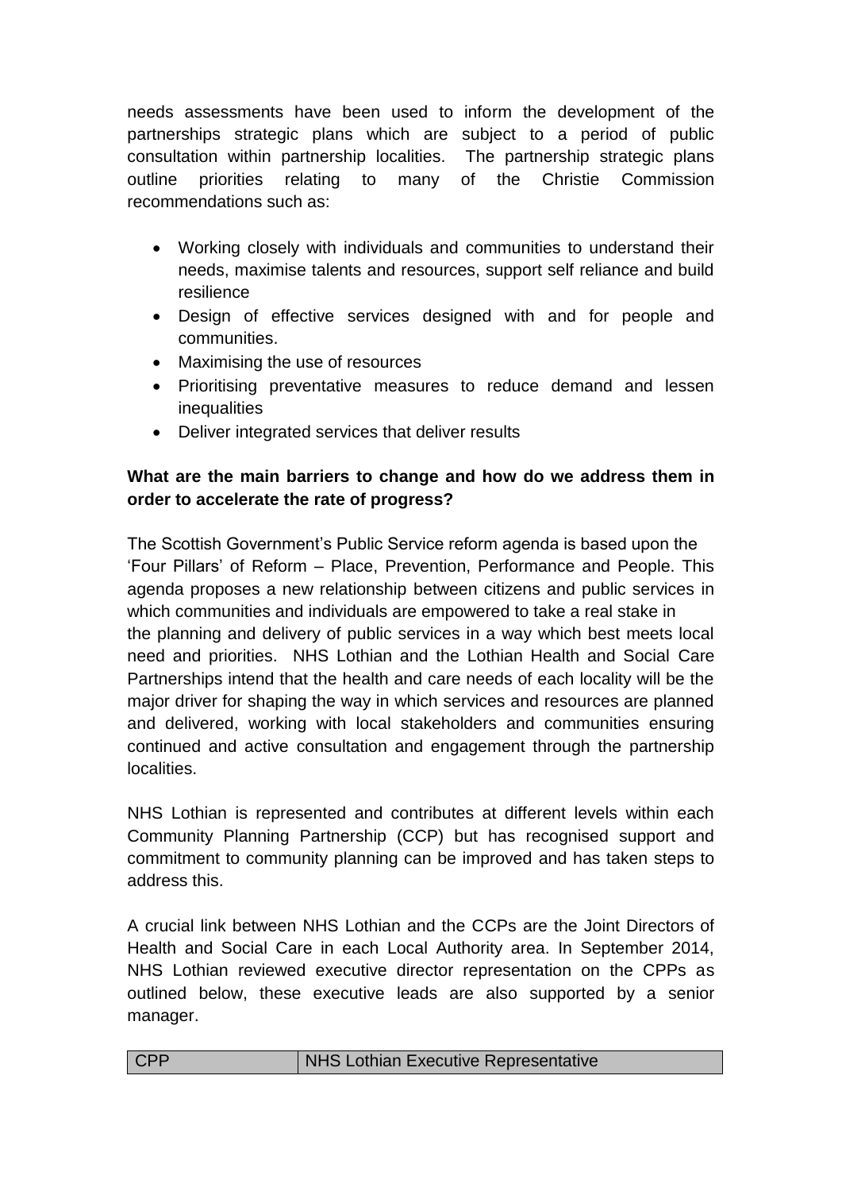needs assessments have been used to inform the development of the partnerships strategic plans which are subject to a period of public consultation within partnership localities. The partnership strategic plans outline priorities relating to many of the Christie Commission recommendations such as:

- Working closely with individuals and communities to understand their needs, maximise talents and resources, support self reliance and build resilience
- Design of effective services designed with and for people and communities.
- Maximising the use of resources
- Prioritising preventative measures to reduce demand and lessen inequalities
- Deliver integrated services that deliver results

**What are the main barriers to change and how do we address them in order to accelerate the rate of progress?**

The Scottish Government's Public Service reform agenda is based upon the 'Four Pillars' of Reform – Place, Prevention, Performance and People. This agenda proposes a new relationship between citizens and public services in which communities and individuals are empowered to take a real stake in the planning and delivery of public services in a way which best meets local need and priorities. NHS Lothian and the Lothian Health and Social Care Partnerships intend that the health and care needs of each locality will be the major driver for shaping the way in which services and resources are planned and delivered, working with local stakeholders and communities ensuring continued and active consultation and engagement through the partnership localities.

NHS Lothian is represented and contributes at different levels within each Community Planning Partnership (CCP) but has recognised support and commitment to community planning can be improved and has taken steps to address this.

A crucial link between NHS Lothian and the CCPs are the Joint Directors of Health and Social Care in each Local Authority area. In September 2014, NHS Lothian reviewed executive director representation on the CPPs as outlined below, these executive leads are also supported by a senior manager.

| CPP | NHS Lothian Executive Representative |
| --- | --- |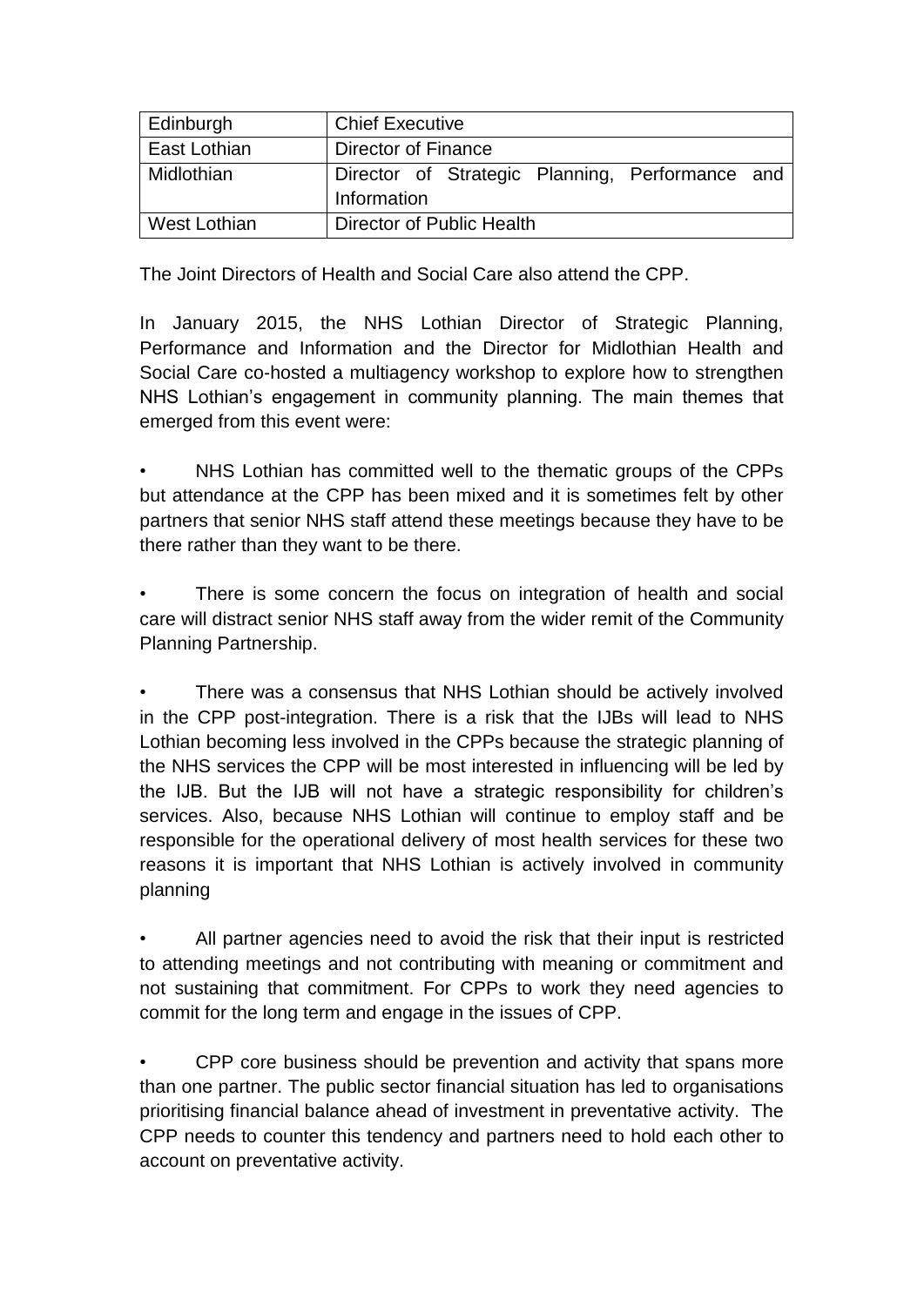| Edinburgh | Chief Executive |
|---|---|
| East Lothian | Director of Finance |
| Midlothian | Director of Strategic Planning, Performance and Information |
| West Lothian | Director of Public Health |

The Joint Directors of Health and Social Care also attend the CPP.

In January 2015, the NHS Lothian Director of Strategic Planning, Performance and Information and the Director for Midlothian Health and Social Care co-hosted a multiagency workshop to explore how to strengthen NHS Lothian's engagement in community planning. The main themes that emerged from this event were:

- NHS Lothian has committed well to the thematic groups of the CPPs but attendance at the CPP has been mixed and it is sometimes felt by other partners that senior NHS staff attend these meetings because they have to be there rather than they want to be there.

- There is some concern the focus on integration of health and social care will distract senior NHS staff away from the wider remit of the Community Planning Partnership.

- There was a consensus that NHS Lothian should be actively involved in the CPP post-integration. There is a risk that the IJBs will lead to NHS Lothian becoming less involved in the CPPs because the strategic planning of the NHS services the CPP will be most interested in influencing will be led by the IJB. But the IJB will not have a strategic responsibility for children's services. Also, because NHS Lothian will continue to employ staff and be responsible for the operational delivery of most health services for these two reasons it is important that NHS Lothian is actively involved in community planning

- All partner agencies need to avoid the risk that their input is restricted to attending meetings and not contributing with meaning or commitment and not sustaining that commitment. For CPPs to work they need agencies to commit for the long term and engage in the issues of CPP.

- CPP core business should be prevention and activity that spans more than one partner. The public sector financial situation has led to organisations prioritising financial balance ahead of investment in preventative activity. The CPP needs to counter this tendency and partners need to hold each other to account on preventative activity.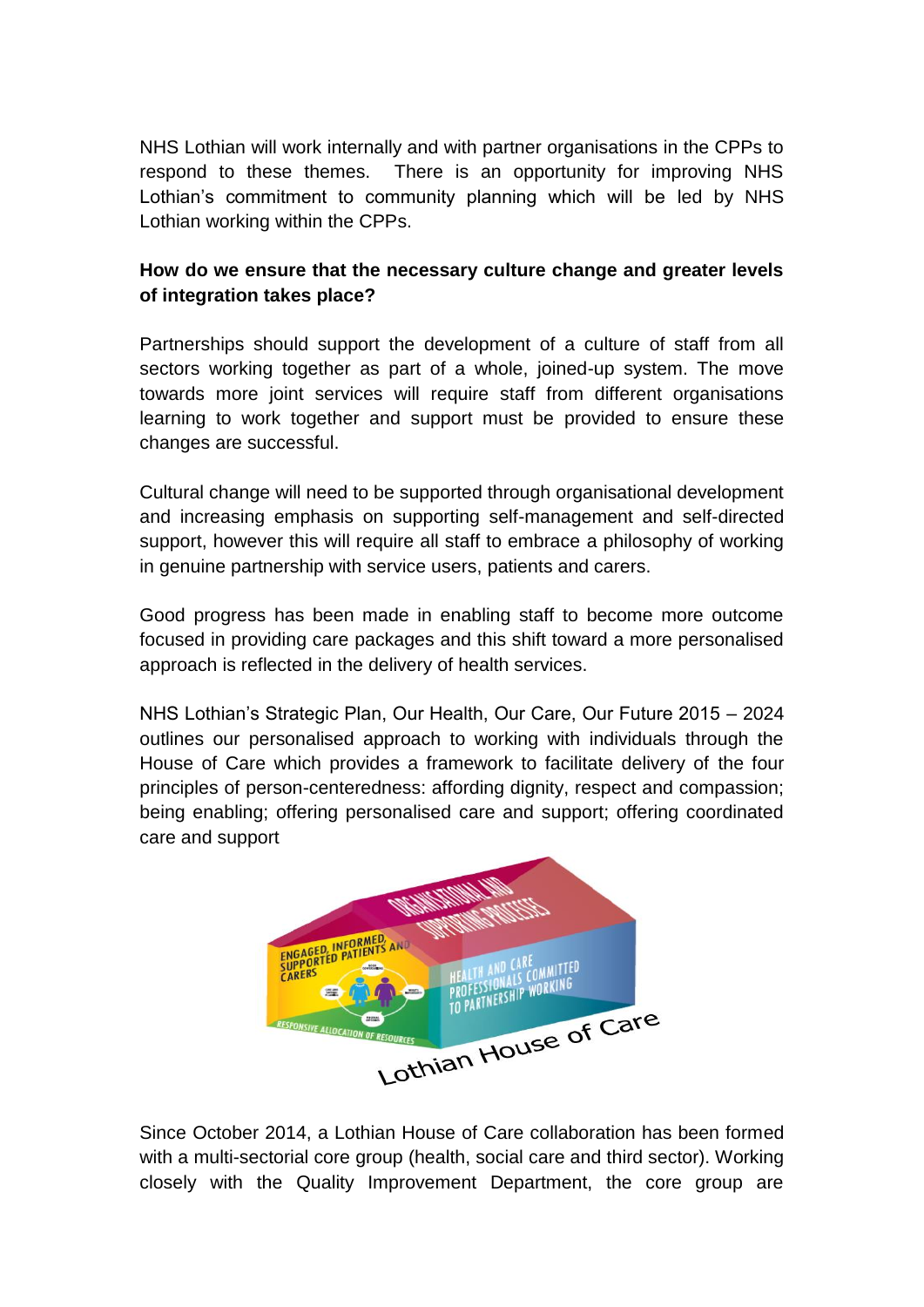NHS Lothian will work internally and with partner organisations in the CPPs to respond to these themes. There is an opportunity for improving NHS Lothian's commitment to community planning which will be led by NHS Lothian working within the CPPs.

**How do we ensure that the necessary culture change and greater levels of integration takes place?**

Partnerships should support the development of a culture of staff from all sectors working together as part of a whole, joined-up system. The move towards more joint services will require staff from different organisations learning to work together and support must be provided to ensure these changes are successful.

Cultural change will need to be supported through organisational development and increasing emphasis on supporting self-management and self-directed support, however this will require all staff to embrace a philosophy of working in genuine partnership with service users, patients and carers.

Good progress has been made in enabling staff to become more outcome focused in providing care packages and this shift toward a more personalised approach is reflected in the delivery of health services.

NHS Lothian's Strategic Plan, Our Health, Our Care, Our Future 2015 – 2024 outlines our personalised approach to working with individuals through the House of Care which provides a framework to facilitate delivery of the four principles of person-centeredness: affording dignity, respect and compassion; being enabling; offering personalised care and support; offering coordinated care and support

Lothian House of Care

Since October 2014, a Lothian House of Care collaboration has been formed with a multi-sectorial core group (health, social care and third sector). Working closely with the Quality Improvement Department, the core group are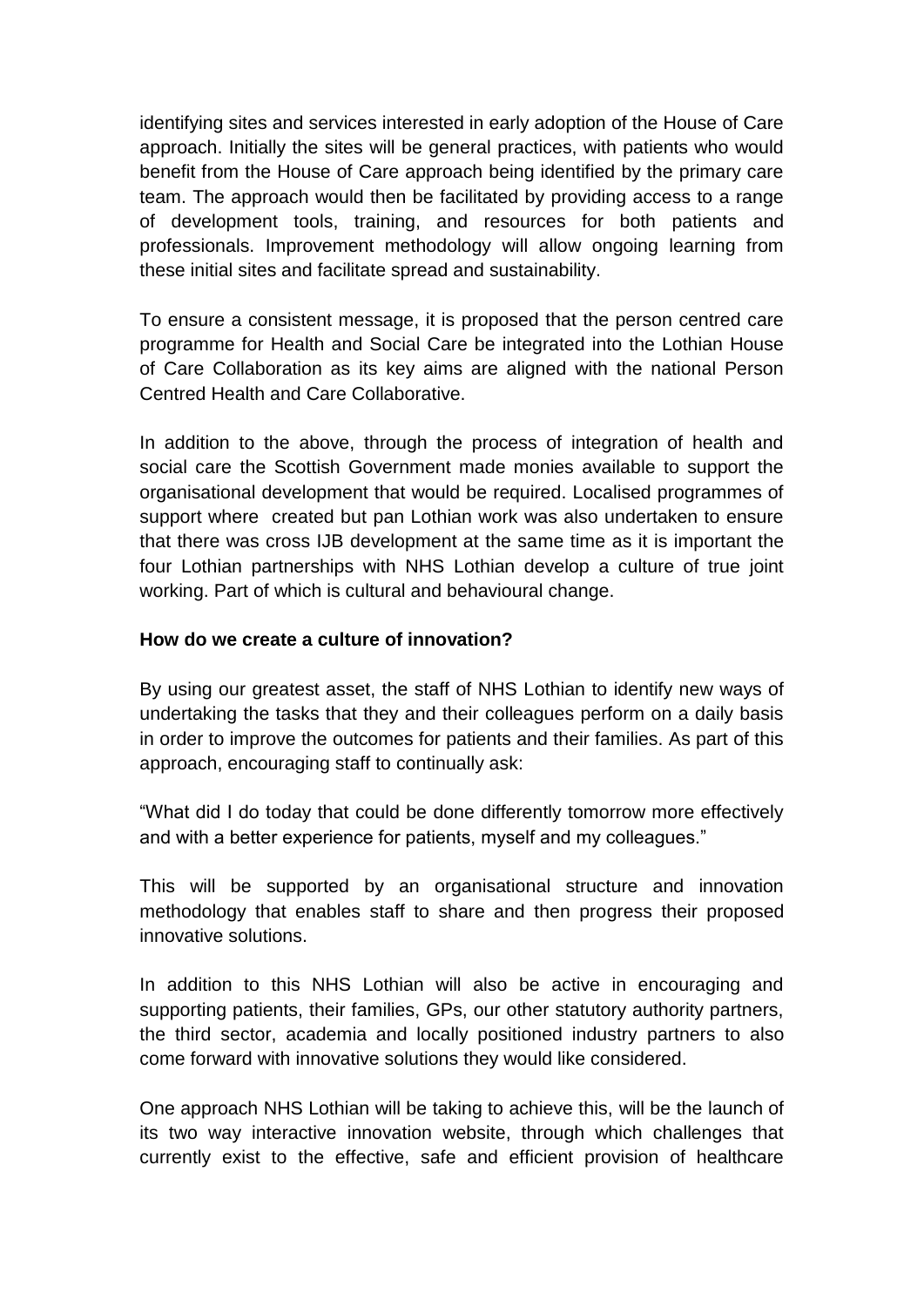identifying sites and services interested in early adoption of the House of Care approach. Initially the sites will be general practices, with patients who would benefit from the House of Care approach being identified by the primary care team. The approach would then be facilitated by providing access to a range of development tools, training, and resources for both patients and professionals. Improvement methodology will allow ongoing learning from these initial sites and facilitate spread and sustainability.

To ensure a consistent message, it is proposed that the person centred care programme for Health and Social Care be integrated into the Lothian House of Care Collaboration as its key aims are aligned with the national Person Centred Health and Care Collaborative.

In addition to the above, through the process of integration of health and social care the Scottish Government made monies available to support the organisational development that would be required. Localised programmes of support where created but pan Lothian work was also undertaken to ensure that there was cross IJB development at the same time as it is important the four Lothian partnerships with NHS Lothian develop a culture of true joint working. Part of which is cultural and behavioural change.

**How do we create a culture of innovation?**

By using our greatest asset, the staff of NHS Lothian to identify new ways of undertaking the tasks that they and their colleagues perform on a daily basis in order to improve the outcomes for patients and their families. As part of this approach, encouraging staff to continually ask:

"What did I do today that could be done differently tomorrow more effectively and with a better experience for patients, myself and my colleagues."

This will be supported by an organisational structure and innovation methodology that enables staff to share and then progress their proposed innovative solutions.

In addition to this NHS Lothian will also be active in encouraging and supporting patients, their families, GPs, our other statutory authority partners, the third sector, academia and locally positioned industry partners to also come forward with innovative solutions they would like considered.

One approach NHS Lothian will be taking to achieve this, will be the launch of its two way interactive innovation website, through which challenges that currently exist to the effective, safe and efficient provision of healthcare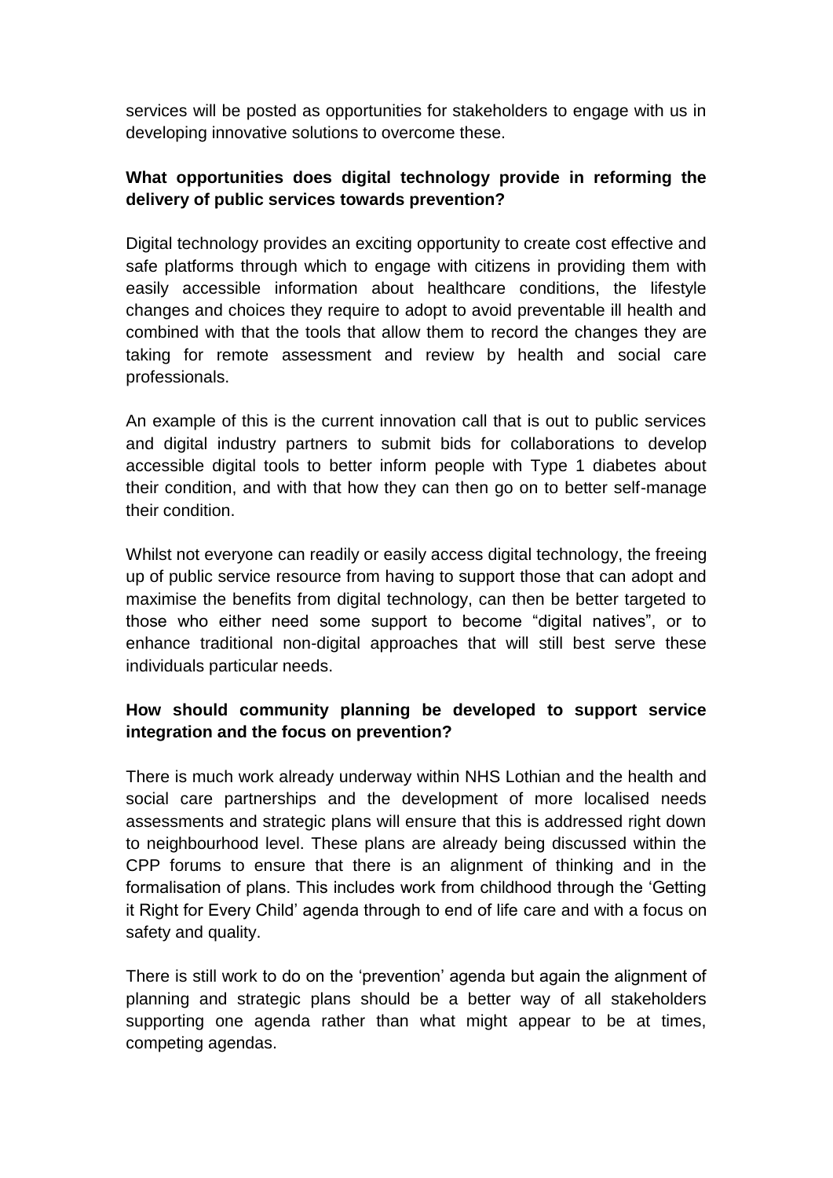services will be posted as opportunities for stakeholders to engage with us in developing innovative solutions to overcome these.

**What opportunities does digital technology provide in reforming the delivery of public services towards prevention?**

Digital technology provides an exciting opportunity to create cost effective and safe platforms through which to engage with citizens in providing them with easily accessible information about healthcare conditions, the lifestyle changes and choices they require to adopt to avoid preventable ill health and combined with that the tools that allow them to record the changes they are taking for remote assessment and review by health and social care professionals.

An example of this is the current innovation call that is out to public services and digital industry partners to submit bids for collaborations to develop accessible digital tools to better inform people with Type 1 diabetes about their condition, and with that how they can then go on to better self-manage their condition.

Whilst not everyone can readily or easily access digital technology, the freeing up of public service resource from having to support those that can adopt and maximise the benefits from digital technology, can then be better targeted to those who either need some support to become "digital natives", or to enhance traditional non-digital approaches that will still best serve these individuals particular needs.

**How should community planning be developed to support service integration and the focus on prevention?**

There is much work already underway within NHS Lothian and the health and social care partnerships and the development of more localised needs assessments and strategic plans will ensure that this is addressed right down to neighbourhood level. These plans are already being discussed within the CPP forums to ensure that there is an alignment of thinking and in the formalisation of plans. This includes work from childhood through the 'Getting it Right for Every Child' agenda through to end of life care and with a focus on safety and quality.

There is still work to do on the 'prevention' agenda but again the alignment of planning and strategic plans should be a better way of all stakeholders supporting one agenda rather than what might appear to be at times, competing agendas.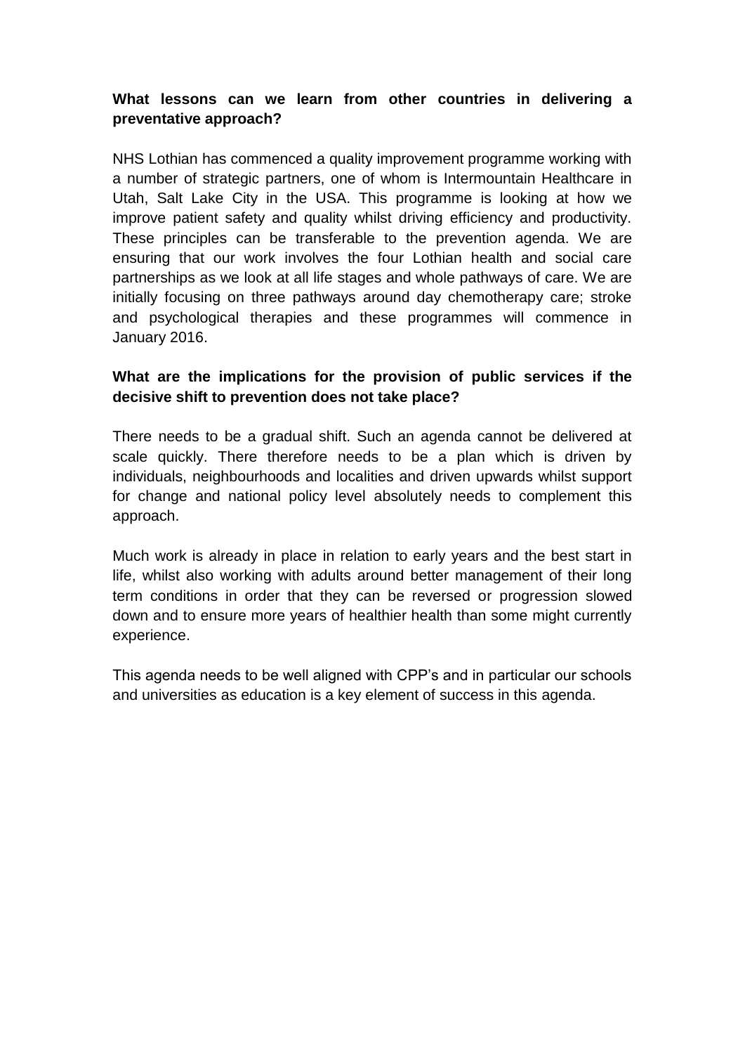**What lessons can we learn from other countries in delivering a preventative approach?**

NHS Lothian has commenced a quality improvement programme working with a number of strategic partners, one of whom is Intermountain Healthcare in Utah, Salt Lake City in the USA. This programme is looking at how we improve patient safety and quality whilst driving efficiency and productivity. These principles can be transferable to the prevention agenda. We are ensuring that our work involves the four Lothian health and social care partnerships as we look at all life stages and whole pathways of care. We are initially focusing on three pathways around day chemotherapy care; stroke and psychological therapies and these programmes will commence in January 2016.

**What are the implications for the provision of public services if the decisive shift to prevention does not take place?**

There needs to be a gradual shift. Such an agenda cannot be delivered at scale quickly. There therefore needs to be a plan which is driven by individuals, neighbourhoods and localities and driven upwards whilst support for change and national policy level absolutely needs to complement this approach.

Much work is already in place in relation to early years and the best start in life, whilst also working with adults around better management of their long term conditions in order that they can be reversed or progression slowed down and to ensure more years of healthier health than some might currently experience.

This agenda needs to be well aligned with CPP's and in particular our schools and universities as education is a key element of success in this agenda.